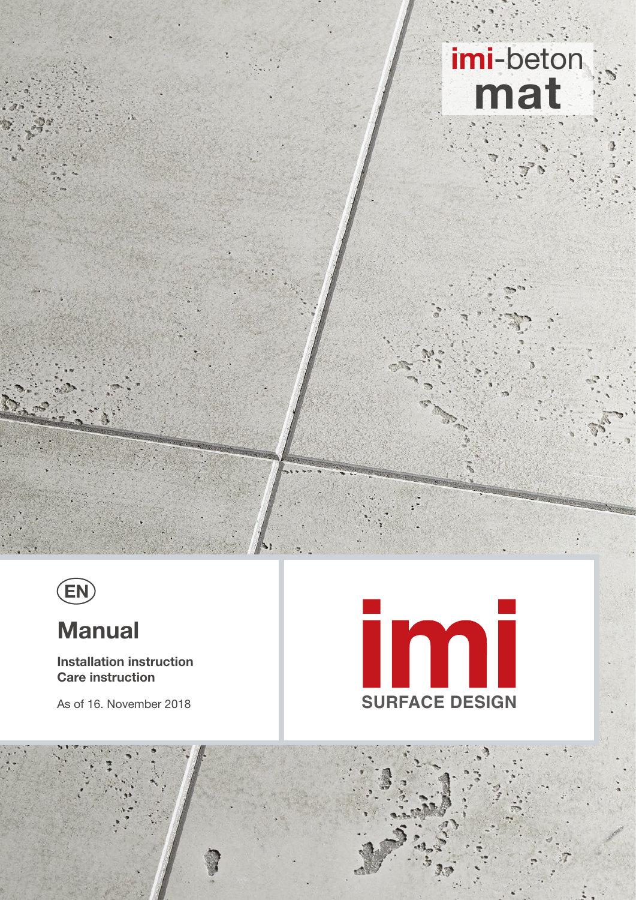imi-beton
**mat**

EN

# Manual

**Installation instruction**
**Care instruction**

As of 16. November 2018

imi
SURFACE DESIGN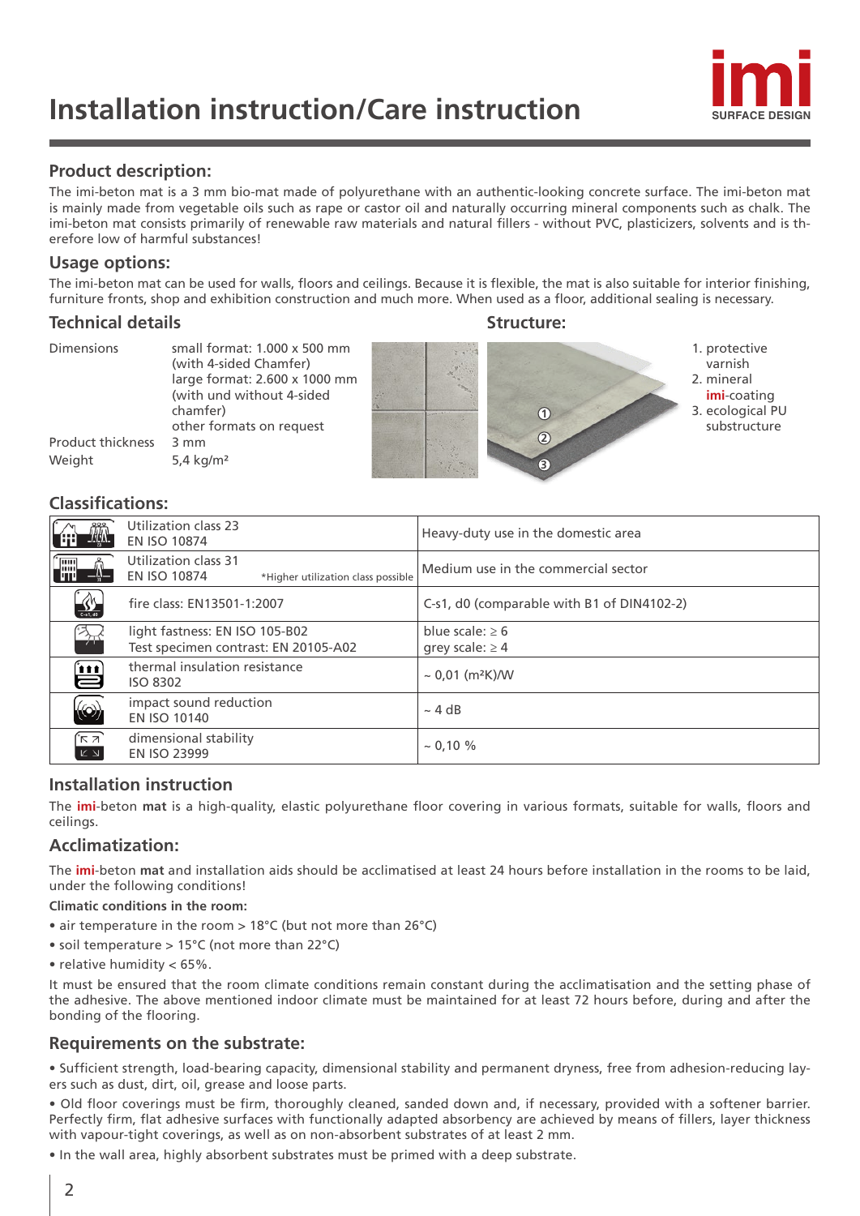# Installation instruction/Care instruction

imi SURFACE DESIGN

## Product description:

The imi-beton mat is a 3 mm bio-mat made of polyurethane with an authentic-looking concrete surface. The imi-beton mat is mainly made from vegetable oils such as rape or castor oil and naturally occurring mineral components such as chalk. The imi-beton mat consists primarily of renewable raw materials and natural fillers - without PVC, plasticizers, solvents and is therefore low of harmful substances!

## Usage options:

The imi-beton mat can be used for walls, floors and ceilings. Because it is flexible, the mat is also suitable for interior finishing, furniture fronts, shop and exhibition construction and much more. When used as a floor, additional sealing is necessary.

## Technical details

| | |
|---|---|
| Dimensions | small format: 1.000 x 500 mm (with 4-sided Chamfer) large format: 2.600 x 1000 mm (with und without 4-sided chamfer) other formats on request |
| Product thickness | 3 mm |
| Weight | 5,4 kg/m² |

## Structure:

1. protective varnish
2. mineral **imi**-coating
3. ecological PU substructure

## Classifications:

| | |
|---|---|
| Utilization class 23 EN ISO 10874 | Heavy-duty use in the domestic area |
| Utilization class 31 EN ISO 10874 *Higher utilization class possible | Medium use in the commercial sector |
| fire class: EN13501-1:2007 | C-s1, d0 (comparable with B1 of DIN4102-2) |
| light fastness: EN ISO 105-B02 Test specimen contrast: EN 20105-A02 | blue scale: ≥ 6 grey scale: ≥ 4 |
| thermal insulation resistance ISO 8302 | ~ 0,01 (m²K)/W |
| impact sound reduction EN ISO 10140 | ~ 4 dB |
| dimensional stability EN ISO 23999 | ~ 0,10 % |

## Installation instruction

The **imi**-beton **mat** is a high-quality, elastic polyurethane floor covering in various formats, suitable for walls, floors and ceilings.

## Acclimatization:

The **imi**-beton **mat** and installation aids should be acclimatised at least 24 hours before installation in the rooms to be laid, under the following conditions!

**Climatic conditions in the room:**

- air temperature in the room > 18°C (but not more than 26°C)
- soil temperature > 15°C (not more than 22°C)
- relative humidity < 65%.

It must be ensured that the room climate conditions remain constant during the acclimatisation and the setting phase of the adhesive. The above mentioned indoor climate must be maintained for at least 72 hours before, during and after the bonding of the flooring.

## Requirements on the substrate:

- Sufficient strength, load-bearing capacity, dimensional stability and permanent dryness, free from adhesion-reducing layers such as dust, dirt, oil, grease and loose parts.
- Old floor coverings must be firm, thoroughly cleaned, sanded down and, if necessary, provided with a softener barrier. Perfectly firm, flat adhesive surfaces with functionally adapted absorbency are achieved by means of fillers, layer thickness with vapour-tight coverings, as well as on non-absorbent substrates of at least 2 mm.
- In the wall area, highly absorbent substrates must be primed with a deep substrate.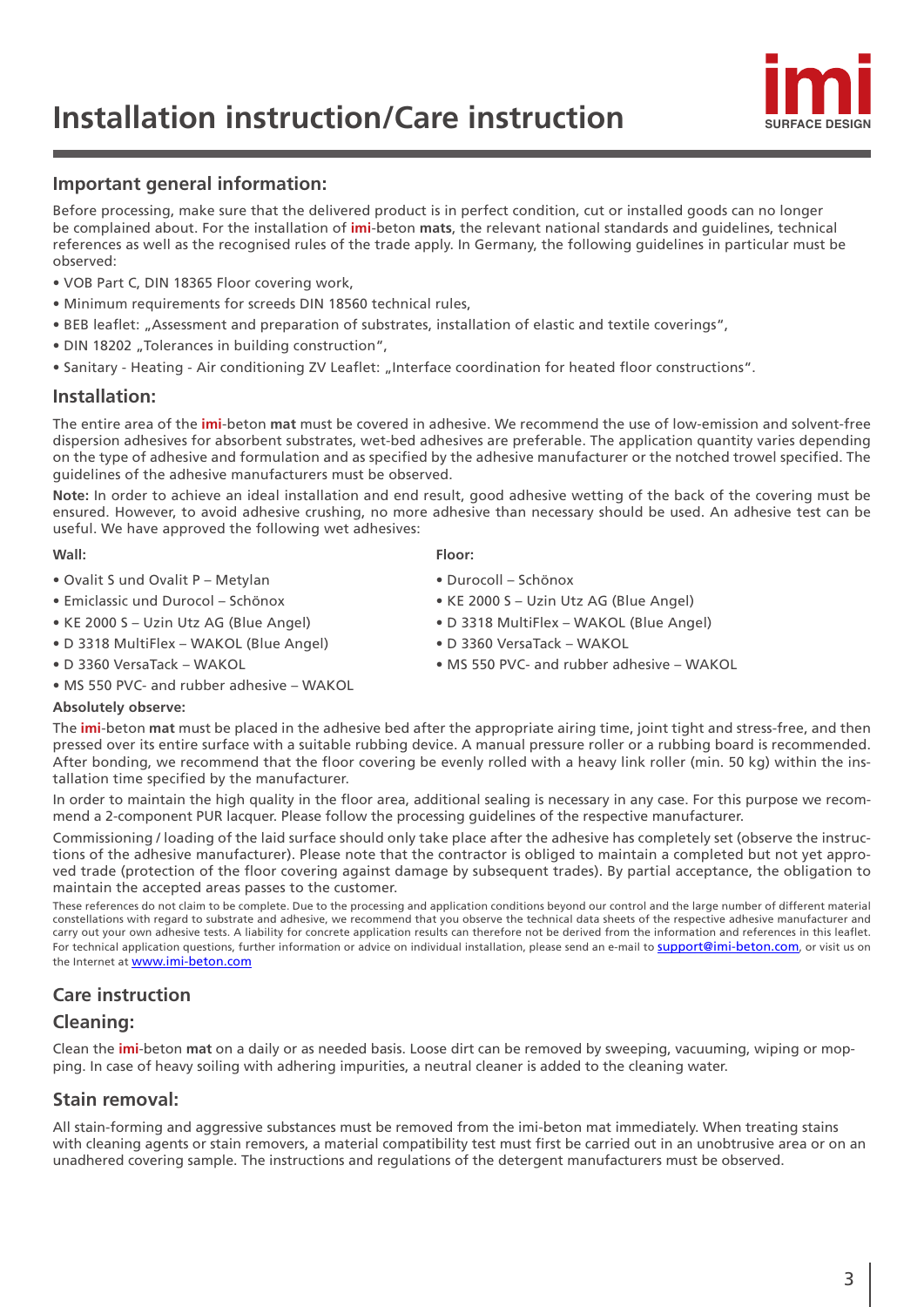# Installation instruction/Care instruction

## Important general information:

Before processing, make sure that the delivered product is in perfect condition, cut or installed goods can no longer be complained about. For the installation of **imi**-beton **mats**, the relevant national standards and guidelines, technical references as well as the recognised rules of the trade apply. In Germany, the following guidelines in particular must be observed:

- VOB Part C, DIN 18365 Floor covering work,
- Minimum requirements for screeds DIN 18560 technical rules,
- BEB leaflet: „Assessment and preparation of substrates, installation of elastic and textile coverings“,
- DIN 18202 „Tolerances in building construction“,
- Sanitary - Heating - Air conditioning ZV Leaflet: „Interface coordination for heated floor constructions“.

## Installation:

The entire area of the **imi**-beton **mat** must be covered in adhesive. We recommend the use of low-emission and solvent-free dispersion adhesives for absorbent substrates, wet-bed adhesives are preferable. The application quantity varies depending on the type of adhesive and formulation and as specified by the adhesive manufacturer or the notched trowel specified. The guidelines of the adhesive manufacturers must be observed.

**Note:** In order to achieve an ideal installation and end result, good adhesive wetting of the back of the covering must be ensured. However, to avoid adhesive crushing, no more adhesive than necessary should be used. An adhesive test can be useful. We have approved the following wet adhesives:

**Wall:**

- Ovalit S und Ovalit P – Metylan
- Emiclassic und Durocol – Schönox
- KE 2000 S – Uzin Utz AG (Blue Angel)
- D 3318 MultiFlex – WAKOL (Blue Angel)
- D 3360 VersaTack – WAKOL
- MS 550 PVC- and rubber adhesive – WAKOL

**Floor:**

- Durocoll – Schönox
- KE 2000 S – Uzin Utz AG (Blue Angel)
- D 3318 MultiFlex – WAKOL (Blue Angel)
- D 3360 VersaTack – WAKOL
- MS 550 PVC- and rubber adhesive – WAKOL

**Absolutely observe:**

The **imi**-beton **mat** must be placed in the adhesive bed after the appropriate airing time, joint tight and stress-free, and then pressed over its entire surface with a suitable rubbing device. A manual pressure roller or a rubbing board is recommended. After bonding, we recommend that the floor covering be evenly rolled with a heavy link roller (min. 50 kg) within the installation time specified by the manufacturer.

In order to maintain the high quality in the floor area, additional sealing is necessary in any case. For this purpose we recommend a 2-component PUR lacquer. Please follow the processing guidelines of the respective manufacturer.

Commissioning / loading of the laid surface should only take place after the adhesive has completely set (observe the instructions of the adhesive manufacturer). Please note that the contractor is obliged to maintain a completed but not yet approved trade (protection of the floor covering against damage by subsequent trades). By partial acceptance, the obligation to maintain the accepted areas passes to the customer.

These references do not claim to be complete. Due to the processing and application conditions beyond our control and the large number of different material constellations with regard to substrate and adhesive, we recommend that you observe the technical data sheets of the respective adhesive manufacturer and carry out your own adhesive tests. A liability for concrete application results can therefore not be derived from the information and references in this leaflet. For technical application questions, further information or advice on individual installation, please send an e-mail to support@imi-beton.com, or visit us on the Internet at www.imi-beton.com

## Care instruction

## Cleaning:

Clean the **imi**-beton **mat** on a daily or as needed basis. Loose dirt can be removed by sweeping, vacuuming, wiping or mopping. In case of heavy soiling with adhering impurities, a neutral cleaner is added to the cleaning water.

## Stain removal:

All stain-forming and aggressive substances must be removed from the imi-beton mat immediately. When treating stains with cleaning agents or stain removers, a material compatibility test must first be carried out in an unobtrusive area or on an unadhered covering sample. The instructions and regulations of the detergent manufacturers must be observed.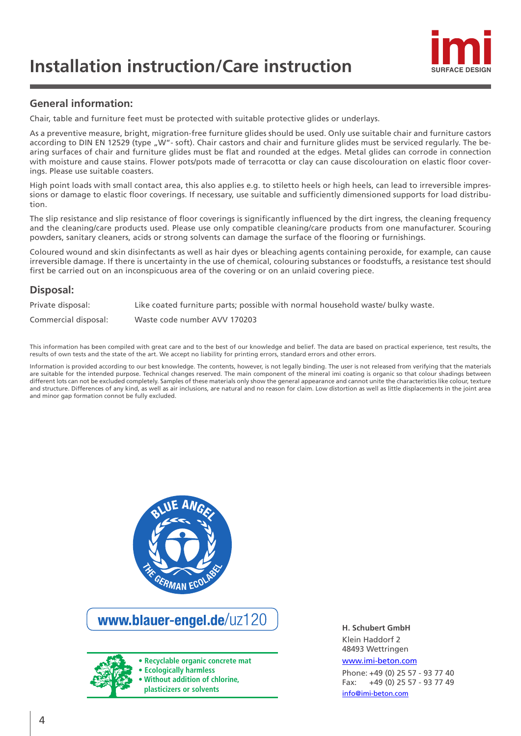# Installation instruction/Care instruction

imi SURFACE DESIGN

## General information:

Chair, table and furniture feet must be protected with suitable protective glides or underlays.

As a preventive measure, bright, migration-free furniture glides should be used. Only use suitable chair and furniture castors according to DIN EN 12529 (type „W"- soft). Chair castors and chair and furniture glides must be serviced regularly. The bearing surfaces of chair and furniture glides must be flat and rounded at the edges. Metal glides can corrode in connection with moisture and cause stains. Flower pots/pots made of terracotta or clay can cause discolouration on elastic floor coverings. Please use suitable coasters.

High point loads with small contact area, this also applies e.g. to stiletto heels or high heels, can lead to irreversible impressions or damage to elastic floor coverings. If necessary, use suitable and sufficiently dimensioned supports for load distribution.

The slip resistance and slip resistance of floor coverings is significantly influenced by the dirt ingress, the cleaning frequency and the cleaning/care products used. Please use only compatible cleaning/care products from one manufacturer. Scouring powders, sanitary cleaners, acids or strong solvents can damage the surface of the flooring or furnishings.

Coloured wound and skin disinfectants as well as hair dyes or bleaching agents containing peroxide, for example, can cause irreversible damage. If there is uncertainty in the use of chemical, colouring substances or foodstuffs, a resistance test should first be carried out on an inconspicuous area of the covering or on an unlaid covering piece.

## Disposal:

| | |
|---|---|
| Private disposal: | Like coated furniture parts; possible with normal household waste/ bulky waste. |
| Commercial disposal: | Waste code number AVV 170203 |

This information has been compiled with great care and to the best of our knowledge and belief. The data are based on practical experience, test results, the results of own tests and the state of the art. We accept no liability for printing errors, standard errors and other errors.

Information is provided according to our best knowledge. The contents, however, is not legally binding. The user is not released from verifying that the materials are suitable for the intended purpose. Technical changes reserved. The main component of the mineral imi coating is organic so that colour shadings between different lots can not be excluded completely. Samples of these materials only show the general appearance and cannot unite the characteristics like colour, texture and structure. Differences of any kind, as well as air inclusions, are natural and no reason for claim. Low distortion as well as little displacements in the joint area and minor gap formation cannot be fully excluded.

BLUE ANGEL
THE GERMAN ECOLABEL

www.blauer-engel.de/uz120

- Recyclable organic concrete mat
- Ecologically harmless
- Without addition of chlorine, plasticizers or solvents

**H. Schubert GmbH**
Klein Haddorf 2
48493 Wettringen
www.imi-beton.com
Phone: +49 (0) 25 57 - 93 77 40
Fax: +49 (0) 25 57 - 93 77 49
info@imi-beton.com